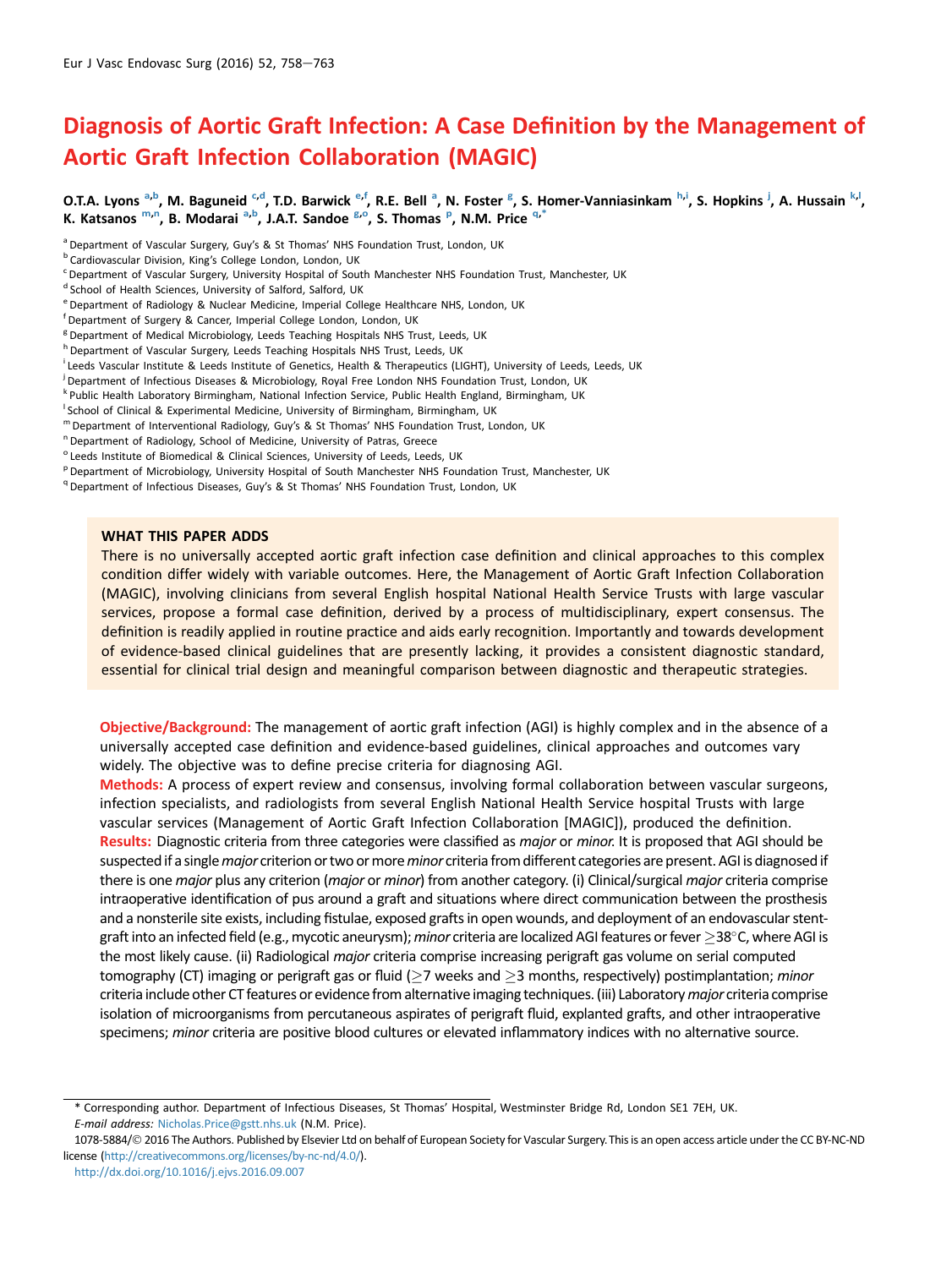# Diagnosis of Aortic Graft Infection: A Case Definition by the Management of Aortic Graft Infection Collaboration (MAGIC)

O.T.A. Lyons [a,b], M. Baguneid [c,d], T.D. Barwick [e,f], R.E. Bell [a], N. Foster [g], S. Homer-Vanniasinkam [h,i], S. Hopkins [j], A. Hussain [k,l], K. Katsanos [m,n], B. Modarai [a,b], J.A.T. Sandoe [g,o], S. Thomas [p], N.M. Price [q,*]

[a] Department of Vascular Surgery, Guy's & St Thomas' NHS Foundation Trust, London, UK
[b] Cardiovascular Division, King's College London, London, UK
[c] Department of Vascular Surgery, University Hospital of South Manchester NHS Foundation Trust, Manchester, UK
[d] School of Health Sciences, University of Salford, Salford, UK
[e] Department of Radiology & Nuclear Medicine, Imperial College Healthcare NHS, London, UK
[f] Department of Surgery & Cancer, Imperial College London, London, UK
[g] Department of Medical Microbiology, Leeds Teaching Hospitals NHS Trust, Leeds, UK
[h] Department of Vascular Surgery, Leeds Teaching Hospitals NHS Trust, Leeds, UK
[i] Leeds Vascular Institute & Leeds Institute of Genetics, Health & Therapeutics (LIGHT), University of Leeds, Leeds, UK
[j] Department of Infectious Diseases & Microbiology, Royal Free London NHS Foundation Trust, London, UK
[k] Public Health Laboratory Birmingham, National Infection Service, Public Health England, Birmingham, UK
[l] School of Clinical & Experimental Medicine, University of Birmingham, Birmingham, UK
[m] Department of Interventional Radiology, Guy's & St Thomas' NHS Foundation Trust, London, UK
[n] Department of Radiology, School of Medicine, University of Patras, Greece
[o] Leeds Institute of Biomedical & Clinical Sciences, University of Leeds, Leeds, UK
[p] Department of Microbiology, University Hospital of South Manchester NHS Foundation Trust, Manchester, UK
[q] Department of Infectious Diseases, Guy's & St Thomas' NHS Foundation Trust, London, UK

**WHAT THIS PAPER ADDS**

There is no universally accepted aortic graft infection case definition and clinical approaches to this complex condition differ widely with variable outcomes. Here, the Management of Aortic Graft Infection Collaboration (MAGIC), involving clinicians from several English hospital National Health Service Trusts with large vascular services, propose a formal case definition, derived by a process of multidisciplinary, expert consensus. The definition is readily applied in routine practice and aids early recognition. Importantly and towards development of evidence-based clinical guidelines that are presently lacking, it provides a consistent diagnostic standard, essential for clinical trial design and meaningful comparison between diagnostic and therapeutic strategies.

**Objective/Background:** The management of aortic graft infection (AGI) is highly complex and in the absence of a universally accepted case definition and evidence-based guidelines, clinical approaches and outcomes vary widely. The objective was to define precise criteria for diagnosing AGI.

**Methods:** A process of expert review and consensus, involving formal collaboration between vascular surgeons, infection specialists, and radiologists from several English National Health Service hospital Trusts with large vascular services (Management of Aortic Graft Infection Collaboration [MAGIC]), produced the definition.

**Results:** Diagnostic criteria from three categories were classified as *major* or *minor*. It is proposed that AGI should be suspected if a single *major* criterion or two or more *minor* criteria from different categories are present. AGI is diagnosed if there is one *major* plus any criterion (*major* or *minor*) from another category. (i) Clinical/surgical *major* criteria comprise intraoperative identification of pus around a graft and situations where direct communication between the prosthesis and a nonsterile site exists, including fistulae, exposed grafts in open wounds, and deployment of an endovascular stent-graft into an infected field (e.g., mycotic aneurysm); *minor* criteria are localized AGI features or fever ≥38°C, where AGI is the most likely cause. (ii) Radiological *major* criteria comprise increasing perigraft gas volume on serial computed tomography (CT) imaging or perigraft gas or fluid (≥7 weeks and ≥3 months, respectively) postimplantation; *minor* criteria include other CT features or evidence from alternative imaging techniques. (iii) Laboratory *major* criteria comprise isolation of microorganisms from percutaneous aspirates of perigraft fluid, explanted grafts, and other intraoperative specimens; *minor* criteria are positive blood cultures or elevated inflammatory indices with no alternative source.

* Corresponding author. Department of Infectious Diseases, St Thomas' Hospital, Westminster Bridge Rd, London SE1 7EH, UK.
*E-mail address:* Nicholas.Price@gstt.nhs.uk (N.M. Price).

1078-5884/© 2016 The Authors. Published by Elsevier Ltd on behalf of European Society for Vascular Surgery. This is an open access article under the CC BY-NC-ND license (http://creativecommons.org/licenses/by-nc-nd/4.0/).
http://dx.doi.org/10.1016/j.ejvs.2016.09.007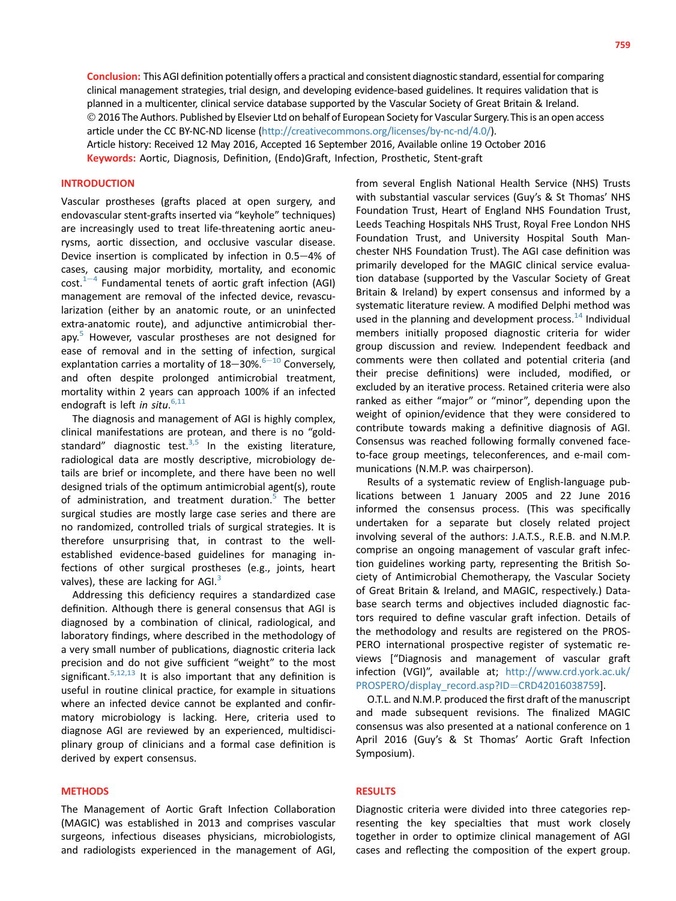**Conclusion:** This AGI definition potentially offers a practical and consistent diagnostic standard, essential for comparing clinical management strategies, trial design, and developing evidence-based guidelines. It requires validation that is planned in a multicenter, clinical service database supported by the Vascular Society of Great Britain & Ireland.
© 2016 The Authors. Published by Elsevier Ltd on behalf of European Society for Vascular Surgery. This is an open access article under the CC BY-NC-ND license (http://creativecommons.org/licenses/by-nc-nd/4.0/).
Article history: Received 12 May 2016, Accepted 16 September 2016, Available online 19 October 2016
**Keywords:** Aortic, Diagnosis, Definition, (Endo)Graft, Infection, Prosthetic, Stent-graft

## INTRODUCTION

Vascular prostheses (grafts placed at open surgery, and endovascular stent-grafts inserted via "keyhole" techniques) are increasingly used to treat life-threatening aortic aneurysms, aortic dissection, and occlusive vascular disease. Device insertion is complicated by infection in 0.5–4% of cases, causing major morbidity, mortality, and economic cost.[1–4] Fundamental tenets of aortic graft infection (AGI) management are removal of the infected device, revascularization (either by an anatomic route, or an uninfected extra-anatomic route), and adjunctive antimicrobial therapy.[5] However, vascular prostheses are not designed for ease of removal and in the setting of infection, surgical explantation carries a mortality of 18–30%.[6–10] Conversely, and often despite prolonged antimicrobial treatment, mortality within 2 years can approach 100% if an infected endograft is left *in situ*.[6,11]

The diagnosis and management of AGI is highly complex, clinical manifestations are protean, and there is no "gold-standard" diagnostic test.[3,5] In the existing literature, radiological data are mostly descriptive, microbiology details are brief or incomplete, and there have been no well designed trials of the optimum antimicrobial agent(s), route of administration, and treatment duration.[5] The better surgical studies are mostly large case series and there are no randomized, controlled trials of surgical strategies. It is therefore unsurprising that, in contrast to the well-established evidence-based guidelines for managing infections of other surgical prostheses (e.g., joints, heart valves), these are lacking for AGI.[3]

Addressing this deficiency requires a standardized case definition. Although there is general consensus that AGI is diagnosed by a combination of clinical, radiological, and laboratory findings, where described in the methodology of a very small number of publications, diagnostic criteria lack precision and do not give sufficient "weight" to the most significant.[5,12,13] It is also important that any definition is useful in routine clinical practice, for example in situations where an infected device cannot be explanted and confirmatory microbiology is lacking. Here, criteria used to diagnose AGI are reviewed by an experienced, multidisciplinary group of clinicians and a formal case definition is derived by expert consensus.

## METHODS

The Management of Aortic Graft Infection Collaboration (MAGIC) was established in 2013 and comprises vascular surgeons, infectious diseases physicians, microbiologists, and radiologists experienced in the management of AGI, from several English National Health Service (NHS) Trusts with substantial vascular services (Guy's & St Thomas' NHS Foundation Trust, Heart of England NHS Foundation Trust, Leeds Teaching Hospitals NHS Trust, Royal Free London NHS Foundation Trust, and University Hospital South Manchester NHS Foundation Trust). The AGI case definition was primarily developed for the MAGIC clinical service evaluation database (supported by the Vascular Society of Great Britain & Ireland) by expert consensus and informed by a systematic literature review. A modified Delphi method was used in the planning and development process.[14] Individual members initially proposed diagnostic criteria for wider group discussion and review. Independent feedback and comments were then collated and potential criteria (and their precise definitions) were included, modified, or excluded by an iterative process. Retained criteria were also ranked as either "major" or "minor", depending upon the weight of opinion/evidence that they were considered to contribute towards making a definitive diagnosis of AGI. Consensus was reached following formally convened face-to-face group meetings, teleconferences, and e-mail communications (N.M.P. was chairperson).

Results of a systematic review of English-language publications between 1 January 2005 and 22 June 2016 informed the consensus process. (This was specifically undertaken for a separate but closely related project involving several of the authors: J.A.T.S., R.E.B. and N.M.P. comprise an ongoing management of vascular graft infection guidelines working party, representing the British Society of Antimicrobial Chemotherapy, the Vascular Society of Great Britain & Ireland, and MAGIC, respectively.) Database search terms and objectives included diagnostic factors required to define vascular graft infection. Details of the methodology and results are registered on the PROSPERO international prospective register of systematic reviews ["Diagnosis and management of vascular graft infection (VGI)", available at; http://www.crd.york.ac.uk/PROSPERO/display_record.asp?ID=CRD42016038759].

O.T.L. and N.M.P. produced the first draft of the manuscript and made subsequent revisions. The finalized MAGIC consensus was also presented at a national conference on 1 April 2016 (Guy's & St Thomas' Aortic Graft Infection Symposium).

## RESULTS

Diagnostic criteria were divided into three categories representing the key specialties that must work closely together in order to optimize clinical management of AGI cases and reflecting the composition of the expert group.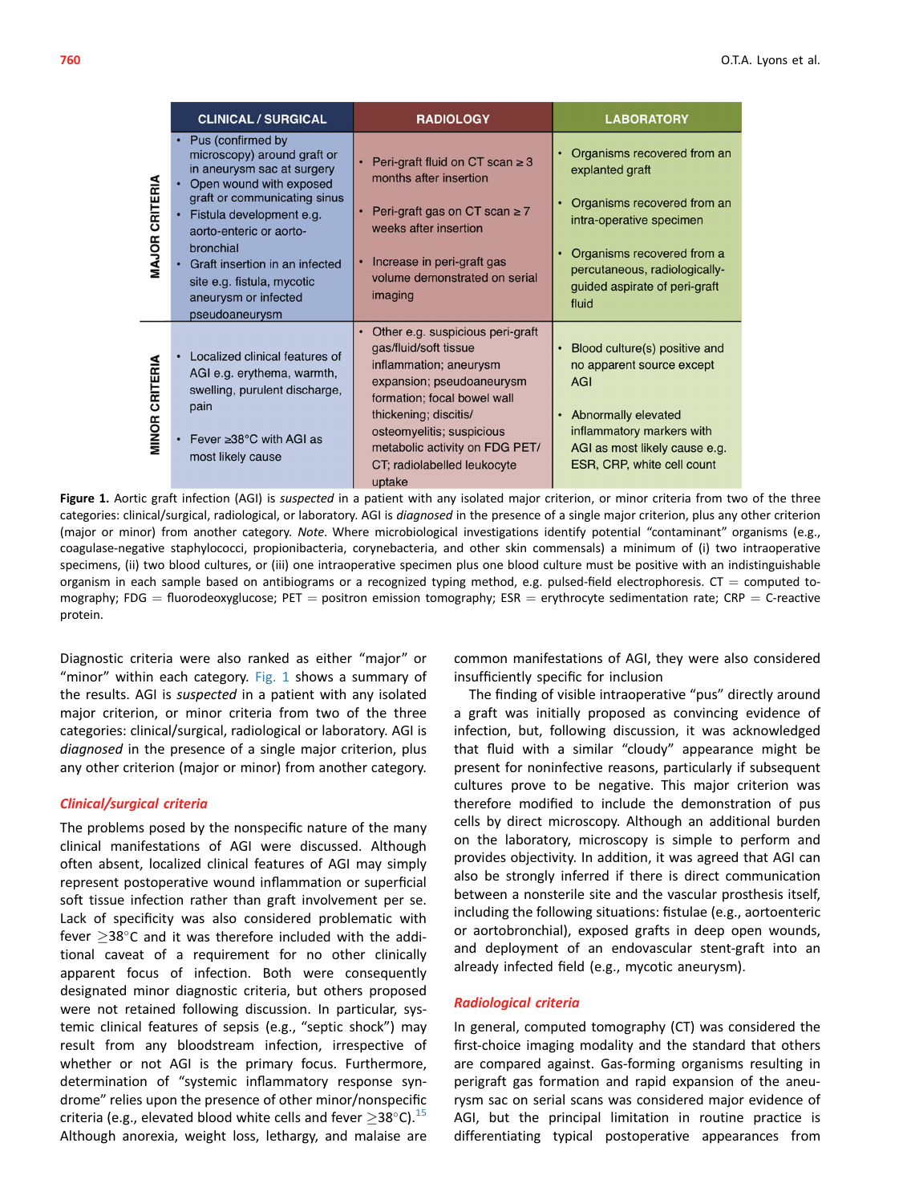| | CLINICAL / SURGICAL | RADIOLOGY | LABORATORY |
|---|---|---|---|
| MAJOR CRITERIA | • Pus (confirmed by microscopy) around graft or in aneurysm sac at surgery<br>• Open wound with exposed graft or communicating sinus<br>• Fistula development e.g. aorto-enteric or aorto-bronchial<br>• Graft insertion in an infected site e.g. fistula, mycotic aneurysm or infected pseudoaneurysm | • Peri-graft fluid on CT scan ≥ 3 months after insertion<br>• Peri-graft gas on CT scan ≥ 7 weeks after insertion<br>• Increase in peri-graft gas volume demonstrated on serial imaging | • Organisms recovered from an explanted graft<br>• Organisms recovered from an intra-operative specimen<br>• Organisms recovered from a percutaneous, radiologically-guided aspirate of peri-graft fluid |
| MINOR CRITERIA | • Localized clinical features of AGI e.g. erythema, warmth, swelling, purulent discharge, pain<br>• Fever ≥38°C with AGI as most likely cause | • Other e.g. suspicious peri-graft gas/fluid/soft tissue inflammation; aneurysm expansion; pseudoaneurysm formation; focal bowel wall thickening; discitis/ osteomyelitis; suspicious metabolic activity on FDG PET/ CT; radiolabelled leukocyte uptake | • Blood culture(s) positive and no apparent source except AGI<br>• Abnormally elevated inflammatory markers with AGI as most likely cause e.g. ESR, CRP, white cell count |

**Figure 1.** Aortic graft infection (AGI) is *suspected* in a patient with any isolated major criterion, or minor criteria from two of the three categories: clinical/surgical, radiological, or laboratory. AGI is *diagnosed* in the presence of a single major criterion, plus any other criterion (major or minor) from another category. *Note*. Where microbiological investigations identify potential "contaminant" organisms (e.g., coagulase-negative staphylococci, propionibacteria, corynebacteria, and other skin commensals) a minimum of (i) two intraoperative specimens, (ii) two blood cultures, or (iii) one intraoperative specimen plus one blood culture must be positive with an indistinguishable organism in each sample based on antibiograms or a recognized typing method, e.g. pulsed-field electrophoresis. CT = computed tomography; FDG = fluorodeoxyglucose; PET = positron emission tomography; ESR = erythrocyte sedimentation rate; CRP = C-reactive protein.

Diagnostic criteria were also ranked as either "major" or "minor" within each category. Fig. 1 shows a summary of the results. AGI is *suspected* in a patient with any isolated major criterion, or minor criteria from two of the three categories: clinical/surgical, radiological or laboratory. AGI is *diagnosed* in the presence of a single major criterion, plus any other criterion (major or minor) from another category.

### *Clinical/surgical criteria*

The problems posed by the nonspecific nature of the many clinical manifestations of AGI were discussed. Although often absent, localized clinical features of AGI may simply represent postoperative wound inflammation or superficial soft tissue infection rather than graft involvement per se. Lack of specificity was also considered problematic with fever ≥38°C and it was therefore included with the additional caveat of a requirement for no other clinically apparent focus of infection. Both were consequently designated minor diagnostic criteria, but others proposed were not retained following discussion. In particular, systemic clinical features of sepsis (e.g., "septic shock") may result from any bloodstream infection, irrespective of whether or not AGI is the primary focus. Furthermore, determination of "systemic inflammatory response syndrome" relies upon the presence of other minor/nonspecific criteria (e.g., elevated blood white cells and fever ≥38°C).[15] Although anorexia, weight loss, lethargy, and malaise are common manifestations of AGI, they were also considered insufficiently specific for inclusion

The finding of visible intraoperative "pus" directly around a graft was initially proposed as convincing evidence of infection, but, following discussion, it was acknowledged that fluid with a similar "cloudy" appearance might be present for noninfective reasons, particularly if subsequent cultures prove to be negative. This major criterion was therefore modified to include the demonstration of pus cells by direct microscopy. Although an additional burden on the laboratory, microscopy is simple to perform and provides objectivity. In addition, it was agreed that AGI can also be strongly inferred if there is direct communication between a nonsterile site and the vascular prosthesis itself, including the following situations: fistulae (e.g., aortoenteric or aortobronchial), exposed grafts in deep open wounds, and deployment of an endovascular stent-graft into an already infected field (e.g., mycotic aneurysm).

### *Radiological criteria*

In general, computed tomography (CT) was considered the first-choice imaging modality and the standard that others are compared against. Gas-forming organisms resulting in perigraft gas formation and rapid expansion of the aneurysm sac on serial scans was considered major evidence of AGI, but the principal limitation in routine practice is differentiating typical postoperative appearances from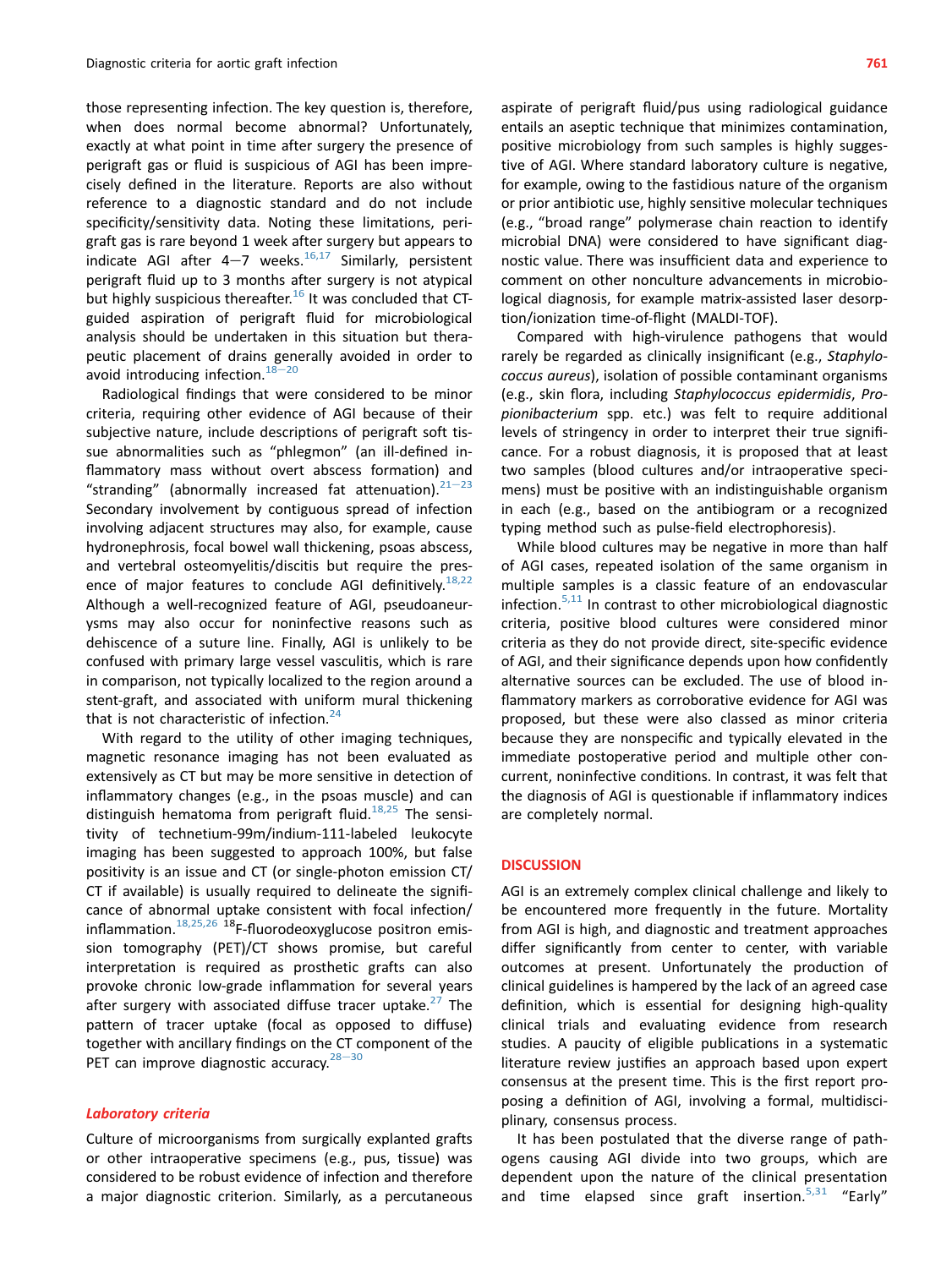those representing infection. The key question is, therefore, when does normal become abnormal? Unfortunately, exactly at what point in time after surgery the presence of perigraft gas or fluid is suspicious of AGI has been imprecisely defined in the literature. Reports are also without reference to a diagnostic standard and do not include specificity/sensitivity data. Noting these limitations, perigraft gas is rare beyond 1 week after surgery but appears to indicate AGI after 4−7 weeks.[16,17] Similarly, persistent perigraft fluid up to 3 months after surgery is not atypical but highly suspicious thereafter.[16] It was concluded that CT-guided aspiration of perigraft fluid for microbiological analysis should be undertaken in this situation but therapeutic placement of drains generally avoided in order to avoid introducing infection.[18−20]

Radiological findings that were considered to be minor criteria, requiring other evidence of AGI because of their subjective nature, include descriptions of perigraft soft tissue abnormalities such as "phlegmon" (an ill-defined inflammatory mass without overt abscess formation) and "stranding" (abnormally increased fat attenuation).[21−23] Secondary involvement by contiguous spread of infection involving adjacent structures may also, for example, cause hydronephrosis, focal bowel wall thickening, psoas abscess, and vertebral osteomyelitis/discitis but require the presence of major features to conclude AGI definitively.[18,22] Although a well-recognized feature of AGI, pseudoaneurysms may also occur for noninfective reasons such as dehiscence of a suture line. Finally, AGI is unlikely to be confused with primary large vessel vasculitis, which is rare in comparison, not typically localized to the region around a stent-graft, and associated with uniform mural thickening that is not characteristic of infection.[24]

With regard to the utility of other imaging techniques, magnetic resonance imaging has not been evaluated as extensively as CT but may be more sensitive in detection of inflammatory changes (e.g., in the psoas muscle) and can distinguish hematoma from perigraft fluid.[18,25] The sensitivity of technetium-99m/indium-111-labeled leukocyte imaging has been suggested to approach 100%, but false positivity is an issue and CT (or single-photon emission CT/CT if available) is usually required to delineate the significance of abnormal uptake consistent with focal infection/inflammation.[18,25,26] $^{18}$F-fluorodeoxyglucose positron emission tomography (PET)/CT shows promise, but careful interpretation is required as prosthetic grafts can also provoke chronic low-grade inflammation for several years after surgery with associated diffuse tracer uptake.[27] The pattern of tracer uptake (focal as opposed to diffuse) together with ancillary findings on the CT component of the PET can improve diagnostic accuracy.[28−30]

### *Laboratory criteria*

Culture of microorganisms from surgically explanted grafts or other intraoperative specimens (e.g., pus, tissue) was considered to be robust evidence of infection and therefore a major diagnostic criterion. Similarly, as a percutaneous aspirate of perigraft fluid/pus using radiological guidance entails an aseptic technique that minimizes contamination, positive microbiology from such samples is highly suggestive of AGI. Where standard laboratory culture is negative, for example, owing to the fastidious nature of the organism or prior antibiotic use, highly sensitive molecular techniques (e.g., "broad range" polymerase chain reaction to identify microbial DNA) were considered to have significant diagnostic value. There was insufficient data and experience to comment on other nonculture advancements in microbiological diagnosis, for example matrix-assisted laser desorption/ionization time-of-flight (MALDI-TOF).

Compared with high-virulence pathogens that would rarely be regarded as clinically insignificant (e.g., *Staphylococcus aureus*), isolation of possible contaminant organisms (e.g., skin flora, including *Staphylococcus epidermidis*, *Propionibacterium* spp. etc.) was felt to require additional levels of stringency in order to interpret their true significance. For a robust diagnosis, it is proposed that at least two samples (blood cultures and/or intraoperative specimens) must be positive with an indistinguishable organism in each (e.g., based on the antibiogram or a recognized typing method such as pulse-field electrophoresis).

While blood cultures may be negative in more than half of AGI cases, repeated isolation of the same organism in multiple samples is a classic feature of an endovascular infection.[5,11] In contrast to other microbiological diagnostic criteria, positive blood cultures were considered minor criteria as they do not provide direct, site-specific evidence of AGI, and their significance depends upon how confidently alternative sources can be excluded. The use of blood inflammatory markers as corroborative evidence for AGI was proposed, but these were also classed as minor criteria because they are nonspecific and typically elevated in the immediate postoperative period and multiple other concurrent, noninfective conditions. In contrast, it was felt that the diagnosis of AGI is questionable if inflammatory indices are completely normal.

## DISCUSSION

AGI is an extremely complex clinical challenge and likely to be encountered more frequently in the future. Mortality from AGI is high, and diagnostic and treatment approaches differ significantly from center to center, with variable outcomes at present. Unfortunately the production of clinical guidelines is hampered by the lack of an agreed case definition, which is essential for designing high-quality clinical trials and evaluating evidence from research studies. A paucity of eligible publications in a systematic literature review justifies an approach based upon expert consensus at the present time. This is the first report proposing a definition of AGI, involving a formal, multidisciplinary, consensus process.

It has been postulated that the diverse range of pathogens causing AGI divide into two groups, which are dependent upon the nature of the clinical presentation and time elapsed since graft insertion.[5,31] "Early"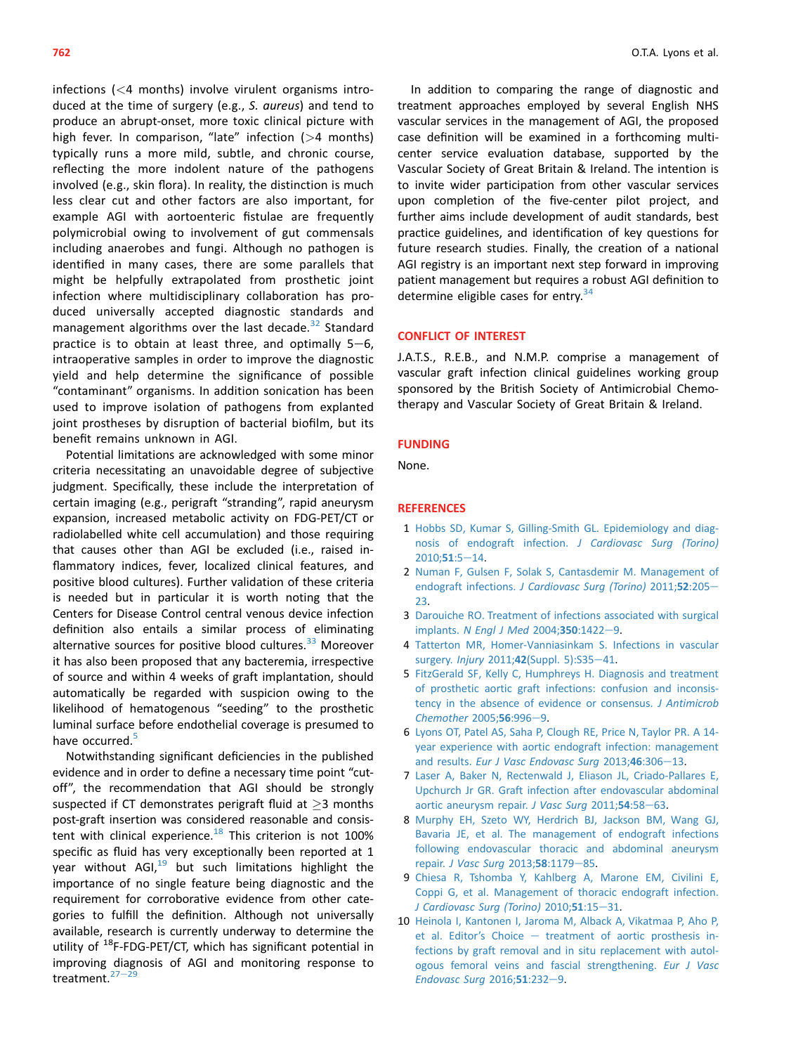infections (<4 months) involve virulent organisms introduced at the time of surgery (e.g., *S. aureus*) and tend to produce an abrupt-onset, more toxic clinical picture with high fever. In comparison, "late" infection (>4 months) typically runs a more mild, subtle, and chronic course, reflecting the more indolent nature of the pathogens involved (e.g., skin flora). In reality, the distinction is much less clear cut and other factors are also important, for example AGI with aortoenteric fistulae are frequently polymicrobial owing to involvement of gut commensals including anaerobes and fungi. Although no pathogen is identified in many cases, there are some parallels that might be helpfully extrapolated from prosthetic joint infection where multidisciplinary collaboration has produced universally accepted diagnostic standards and management algorithms over the last decade.[32] Standard practice is to obtain at least three, and optimally 5–6, intraoperative samples in order to improve the diagnostic yield and help determine the significance of possible "contaminant" organisms. In addition sonication has been used to improve isolation of pathogens from explanted joint prostheses by disruption of bacterial biofilm, but its benefit remains unknown in AGI.

Potential limitations are acknowledged with some minor criteria necessitating an unavoidable degree of subjective judgment. Specifically, these include the interpretation of certain imaging (e.g., perigraft "stranding", rapid aneurysm expansion, increased metabolic activity on FDG-PET/CT or radiolabelled white cell accumulation) and those requiring that causes other than AGI be excluded (i.e., raised inflammatory indices, fever, localized clinical features, and positive blood cultures). Further validation of these criteria is needed but in particular it is worth noting that the Centers for Disease Control central venous device infection definition also entails a similar process of eliminating alternative sources for positive blood cultures.[33] Moreover it has also been proposed that any bacteremia, irrespective of source and within 4 weeks of graft implantation, should automatically be regarded with suspicion owing to the likelihood of hematogenous "seeding" to the prosthetic luminal surface before endothelial coverage is presumed to have occurred.[5]

Notwithstanding significant deficiencies in the published evidence and in order to define a necessary time point "cut-off", the recommendation that AGI should be strongly suspected if CT demonstrates perigraft fluid at ≥3 months post-graft insertion was considered reasonable and consistent with clinical experience.[18] This criterion is not 100% specific as fluid has very exceptionally been reported at 1 year without AGI,[19] but such limitations highlight the importance of no single feature being diagnostic and the requirement for corroborative evidence from other categories to fulfill the definition. Although not universally available, research is currently underway to determine the utility of $^{18}$F-FDG-PET/CT, which has significant potential in improving diagnosis of AGI and monitoring response to treatment.[27–29]

In addition to comparing the range of diagnostic and treatment approaches employed by several English NHS vascular services in the management of AGI, the proposed case definition will be examined in a forthcoming multicenter service evaluation database, supported by the Vascular Society of Great Britain & Ireland. The intention is to invite wider participation from other vascular services upon completion of the five-center pilot project, and further aims include development of audit standards, best practice guidelines, and identification of key questions for future research studies. Finally, the creation of a national AGI registry is an important next step forward in improving patient management but requires a robust AGI definition to determine eligible cases for entry.[34]

## CONFLICT OF INTEREST

J.A.T.S., R.E.B., and N.M.P. comprise a management of vascular graft infection clinical guidelines working group sponsored by the British Society of Antimicrobial Chemotherapy and Vascular Society of Great Britain & Ireland.

## FUNDING

None.

## REFERENCES

1. Hobbs SD, Kumar S, Gilling-Smith GL. Epidemiology and diagnosis of endograft infection. *J Cardiovasc Surg (Torino)* 2010;**51**:5–14.
2. Numan F, Gulsen F, Solak S, Cantasdemir M. Management of endograft infections. *J Cardiovasc Surg (Torino)* 2011;**52**:205–23.
3. Darouiche RO. Treatment of infections associated with surgical implants. *N Engl J Med* 2004;**350**:1422–9.
4. Tatterton MR, Homer-Vanniasinkam S. Infections in vascular surgery. *Injury* 2011;**42**(Suppl. 5):S35–41.
5. FitzGerald SF, Kelly C, Humphreys H. Diagnosis and treatment of prosthetic aortic graft infections: confusion and inconsistency in the absence of evidence or consensus. *J Antimicrob Chemother* 2005;**56**:996–9.
6. Lyons OT, Patel AS, Saha P, Clough RE, Price N, Taylor PR. A 14-year experience with aortic endograft infection: management and results. *Eur J Vasc Endovasc Surg* 2013;**46**:306–13.
7. Laser A, Baker N, Rectenwald J, Eliason JL, Criado-Pallares E, Upchurch Jr GR. Graft infection after endovascular abdominal aortic aneurysm repair. *J Vasc Surg* 2011;**54**:58–63.
8. Murphy EH, Szeto WY, Herdrich BJ, Jackson BM, Wang GJ, Bavaria JE, et al. The management of endograft infections following endovascular thoracic and abdominal aneurysm repair. *J Vasc Surg* 2013;**58**:1179–85.
9. Chiesa R, Tshomba Y, Kahlberg A, Marone EM, Civilini E, Coppi G, et al. Management of thoracic endograft infection. *J Cardiovasc Surg (Torino)* 2010;**51**:15–31.
10. Heinola I, Kantonen I, Jaroma M, Alback A, Vikatmaa P, Aho P, et al. Editor's Choice – treatment of aortic prosthesis infections by graft removal and in situ replacement with autologous femoral veins and fascial strengthening. *Eur J Vasc Endovasc Surg* 2016;**51**:232–9.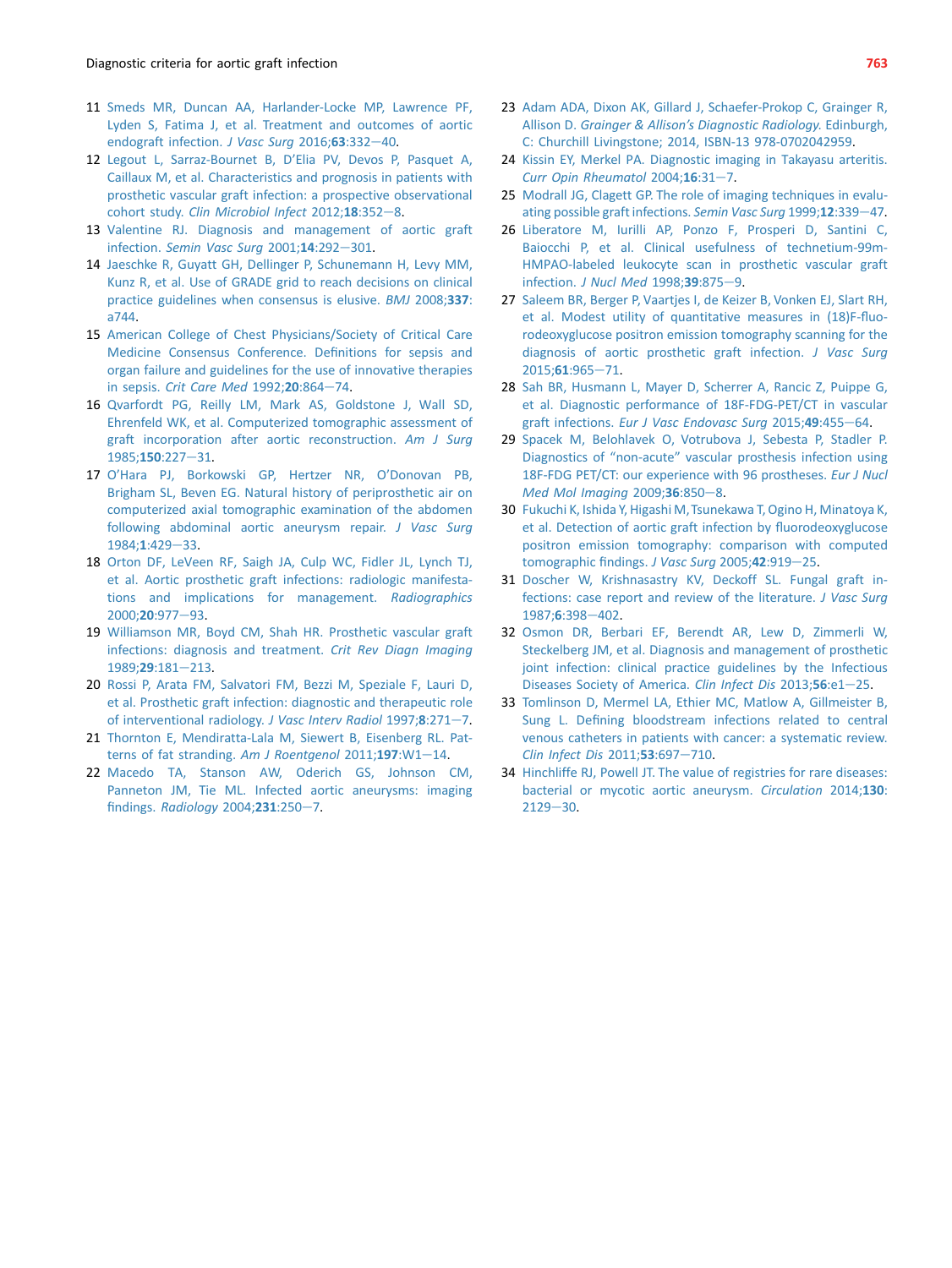11 Smeds MR, Duncan AA, Harlander-Locke MP, Lawrence PF, Lyden S, Fatima J, et al. Treatment and outcomes of aortic endograft infection. *J Vasc Surg* 2016;**63**:332—40.

12 Legout L, Sarraz-Bournet B, D'Elia PV, Devos P, Pasquet A, Caillaux M, et al. Characteristics and prognosis in patients with prosthetic vascular graft infection: a prospective observational cohort study. *Clin Microbiol Infect* 2012;**18**:352—8.

13 Valentine RJ. Diagnosis and management of aortic graft infection. *Semin Vasc Surg* 2001;**14**:292—301.

14 Jaeschke R, Guyatt GH, Dellinger P, Schunemann H, Levy MM, Kunz R, et al. Use of GRADE grid to reach decisions on clinical practice guidelines when consensus is elusive. *BMJ* 2008;**337**:a744.

15 American College of Chest Physicians/Society of Critical Care Medicine Consensus Conference. Definitions for sepsis and organ failure and guidelines for the use of innovative therapies in sepsis. *Crit Care Med* 1992;**20**:864—74.

16 Qvarfordt PG, Reilly LM, Mark AS, Goldstone J, Wall SD, Ehrenfeld WK, et al. Computerized tomographic assessment of graft incorporation after aortic reconstruction. *Am J Surg* 1985;**150**:227—31.

17 O'Hara PJ, Borkowski GP, Hertzer NR, O'Donovan PB, Brigham SL, Beven EG. Natural history of periprosthetic air on computerized axial tomographic examination of the abdomen following abdominal aortic aneurysm repair. *J Vasc Surg* 1984;**1**:429—33.

18 Orton DF, LeVeen RF, Saigh JA, Culp WC, Fidler JL, Lynch TJ, et al. Aortic prosthetic graft infections: radiologic manifestations and implications for management. *Radiographics* 2000;**20**:977—93.

19 Williamson MR, Boyd CM, Shah HR. Prosthetic vascular graft infections: diagnosis and treatment. *Crit Rev Diagn Imaging* 1989;**29**:181—213.

20 Rossi P, Arata FM, Salvatori FM, Bezzi M, Speziale F, Lauri D, et al. Prosthetic graft infection: diagnostic and therapeutic role of interventional radiology. *J Vasc Interv Radiol* 1997;**8**:271—7.

21 Thornton E, Mendiratta-Lala M, Siewert B, Eisenberg RL. Patterns of fat stranding. *Am J Roentgenol* 2011;**197**:W1—14.

22 Macedo TA, Stanson AW, Oderich GS, Johnson CM, Panneton JM, Tie ML. Infected aortic aneurysms: imaging findings. *Radiology* 2004;**231**:250—7.

23 Adam ADA, Dixon AK, Gillard J, Schaefer-Prokop C, Grainger R, Allison D. *Grainger & Allison's Diagnostic Radiology*. Edinburgh, C: Churchill Livingstone; 2014, ISBN-13 978-0702042959.

24 Kissin EY, Merkel PA. Diagnostic imaging in Takayasu arteritis. *Curr Opin Rheumatol* 2004;**16**:31—7.

25 Modrall JG, Clagett GP. The role of imaging techniques in evaluating possible graft infections. *Semin Vasc Surg* 1999;**12**:339—47.

26 Liberatore M, Iurilli AP, Ponzo F, Prosperi D, Santini C, Baiocchi P, et al. Clinical usefulness of technetium-99m-HMPAO-labeled leukocyte scan in prosthetic vascular graft infection. *J Nucl Med* 1998;**39**:875—9.

27 Saleem BR, Berger P, Vaartjes I, de Keizer B, Vonken EJ, Slart RH, et al. Modest utility of quantitative measures in (18)F-fluorodeoxyglucose positron emission tomography scanning for the diagnosis of aortic prosthetic graft infection. *J Vasc Surg* 2015;**61**:965—71.

28 Sah BR, Husmann L, Mayer D, Scherrer A, Rancic Z, Puippe G, et al. Diagnostic performance of 18F-FDG-PET/CT in vascular graft infections. *Eur J Vasc Endovasc Surg* 2015;**49**:455—64.

29 Spacek M, Belohlavek O, Votrubova J, Sebesta P, Stadler P. Diagnostics of "non-acute" vascular prosthesis infection using 18F-FDG PET/CT: our experience with 96 prostheses. *Eur J Nucl Med Mol Imaging* 2009;**36**:850—8.

30 Fukuchi K, Ishida Y, Higashi M, Tsunekawa T, Ogino H, Minatoya K, et al. Detection of aortic graft infection by fluorodeoxyglucose positron emission tomography: comparison with computed tomographic findings. *J Vasc Surg* 2005;**42**:919—25.

31 Doscher W, Krishnasastry KV, Deckoff SL. Fungal graft infections: case report and review of the literature. *J Vasc Surg* 1987;**6**:398—402.

32 Osmon DR, Berbari EF, Berendt AR, Lew D, Zimmerli W, Steckelberg JM, et al. Diagnosis and management of prosthetic joint infection: clinical practice guidelines by the Infectious Diseases Society of America. *Clin Infect Dis* 2013;**56**:e1—25.

33 Tomlinson D, Mermel LA, Ethier MC, Matlow A, Gillmeister B, Sung L. Defining bloodstream infections related to central venous catheters in patients with cancer: a systematic review. *Clin Infect Dis* 2011;**53**:697—710.

34 Hinchliffe RJ, Powell JT. The value of registries for rare diseases: bacterial or mycotic aortic aneurysm. *Circulation* 2014;**130**:2129—30.